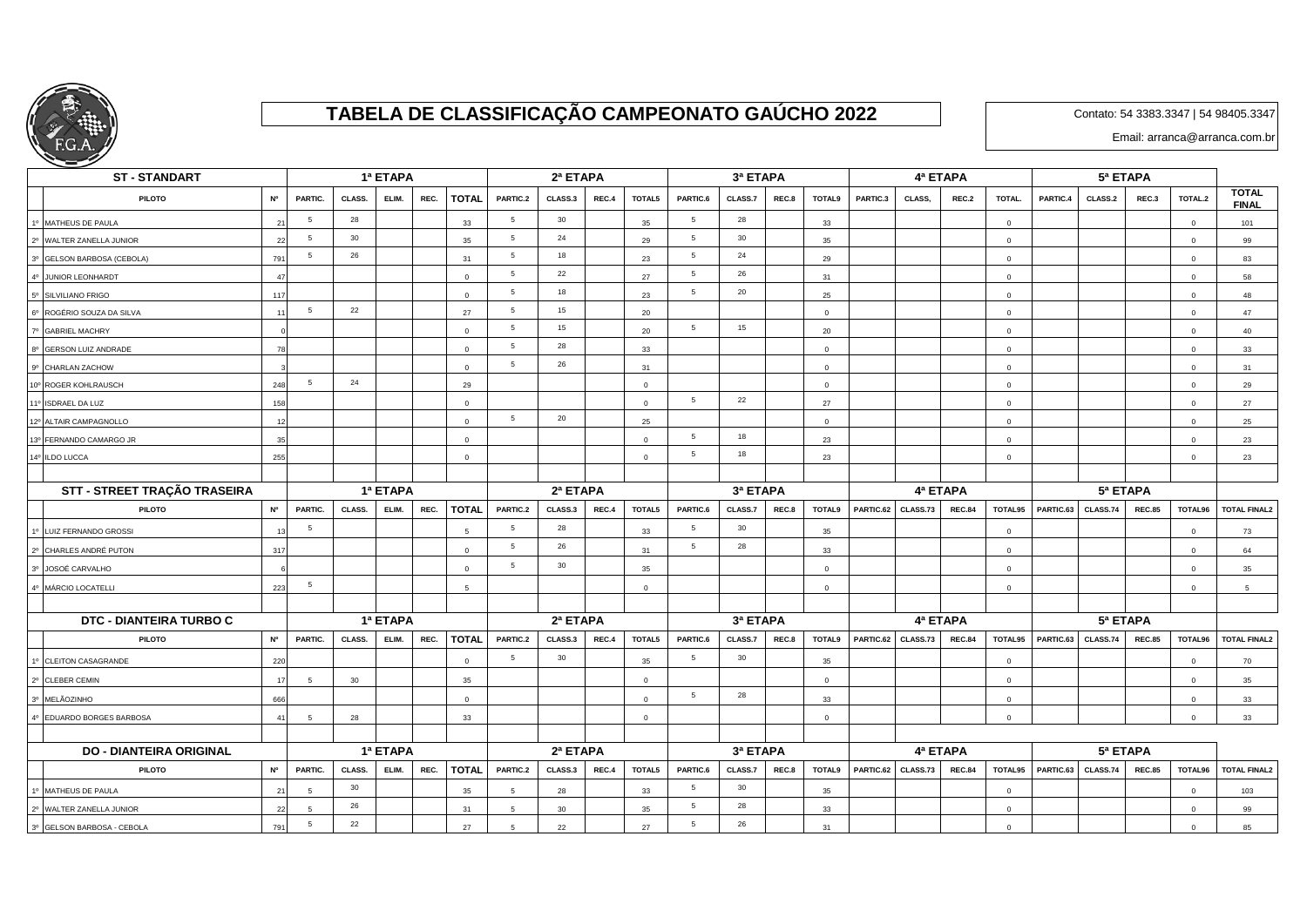# TABELA DE CLASSIFICAÇÃO CAMPEONATO GAÚCHO 2022

Contato: 54 3383.3347 | 54 98405.3347

Email: arranca@arranca.com.br

| ST - STANDART | | | 1ª ETAPA | | | | | 2ª ETAPA | | | | 3ª ETAPA | | | | 4ª ETAPA | | | | 5ª ETAPA | | | | |
|---|---|---|---|---|---|---|---|---|---|---|---|---|---|---|---|---|---|---|---|---|---|---|---|---|
| | PILOTO | Nº | PARTIC. | CLASS. | ELIM. | REC. | TOTAL | PARTIC.2 | CLASS.3 | REC.4 | TOTAL5 | PARTIC.6 | CLASS.7 | REC.8 | TOTAL9 | PARTIC.3 | CLASS, | REC.2 | TOTAL. | PARTIC.4 | CLASS.2 | REC.3 | TOTAL.2 | TOTAL FINAL |
| 1º | MATHEUS DE PAULA | 21 | 5 | 28 | | | 33 | 5 | 30 | | 35 | 5 | 28 | | 33 | | | | 0 | | | | 0 | 101 |
| 2º | WALTER ZANELLA JUNIOR | 22 | 5 | 30 | | | 35 | 5 | 24 | | 29 | 5 | 30 | | 35 | | | | 0 | | | | 0 | 99 |
| 3º | GELSON BARBOSA (CEBOLA) | 791 | 5 | 26 | | | 31 | 5 | 18 | | 23 | 5 | 24 | | 29 | | | | 0 | | | | 0 | 83 |
| 4º | JUNIOR LEONHARDT | 47 | | | | | 0 | 5 | 22 | | 27 | 5 | 26 | | 31 | | | | 0 | | | | 0 | 58 |
| 5º | SILVILIANO FRIGO | 117 | | | | | 0 | 5 | 18 | | 23 | 5 | 20 | | 25 | | | | 0 | | | | 0 | 48 |
| 6º | ROGÉRIO SOUZA DA SILVA | 11 | 5 | 22 | | | 27 | 5 | 15 | | 20 | | | | 0 | | | | 0 | | | | 0 | 47 |
| 7º | GABRIEL MACHRY | 0 | | | | | 0 | 5 | 15 | | 20 | 5 | 15 | | 20 | | | | 0 | | | | 0 | 40 |
| 8º | GERSON LUIZ ANDRADE | 78 | | | | | 0 | 5 | 28 | | 33 | | | | 0 | | | | 0 | | | | 0 | 33 |
| 9º | CHARLAN ZACHOW | 3 | | | | | 0 | 5 | 26 | | 31 | | | | 0 | | | | 0 | | | | 0 | 31 |
| 10º | ROGER KOHLRAUSCH | 248 | 5 | 24 | | | 29 | | | | 0 | | | | 0 | | | | 0 | | | | 0 | 29 |
| 11º | ISDRAEL DA LUZ | 158 | | | | | 0 | | | | 0 | 5 | 22 | | 27 | | | | 0 | | | | 0 | 27 |
| 12º | ALTAIR CAMPAGNOLLO | 12 | | | | | 0 | 5 | 20 | | 25 | | | | 0 | | | | 0 | | | | 0 | 25 |
| 13º | FERNANDO CAMARGO JR | 35 | | | | | 0 | | | | 0 | 5 | 18 | | 23 | | | | 0 | | | | 0 | 23 |
| 14º | ILDO LUCCA | 255 | | | | | 0 | | | | 0 | 5 | 18 | | 23 | | | | 0 | | | | 0 | 23 |

| STT - STREET TRAÇÃO TRASEIRA | | | 1ª ETAPA | | | | | 2ª ETAPA | | | | 3ª ETAPA | | | | 4ª ETAPA | | | | 5ª ETAPA | | | | |
|---|---|---|---|---|---|---|---|---|---|---|---|---|---|---|---|---|---|---|---|---|---|---|---|---|
| | PILOTO | Nº | PARTIC. | CLASS. | ELIM. | REC. | TOTAL | PARTIC.2 | CLASS.3 | REC.4 | TOTAL5 | PARTIC.6 | CLASS.7 | REC.8 | TOTAL9 | PARTIC.62 | CLASS.73 | REC.84 | TOTAL95 | PARTIC.63 | CLASS.74 | REC.85 | TOTAL96 | TOTAL FINAL2 |
| 1º | LUIZ FERNANDO GROSSI | 13 | 5 | | | | 5 | 5 | 28 | | 33 | 5 | 30 | | 35 | | | | 0 | | | | 0 | 73 |
| 2º | CHARLES ANDRÉ PUTON | 317 | | | | | 0 | 5 | 26 | | 31 | 5 | 28 | | 33 | | | | 0 | | | | 0 | 64 |
| 3º | JOSOÉ CARVALHO | 6 | | | | | 0 | 5 | 30 | | 35 | | | | 0 | | | | 0 | | | | 0 | 35 |
| 4º | MÁRCIO LOCATELLI | 223 | 5 | | | | 5 | | | | 0 | | | | 0 | | | | 0 | | | | 0 | 5 |

| DTC - DIANTEIRA TURBO C | | | 1ª ETAPA | | | | | 2ª ETAPA | | | | 3ª ETAPA | | | | 4ª ETAPA | | | | 5ª ETAPA | | | | |
|---|---|---|---|---|---|---|---|---|---|---|---|---|---|---|---|---|---|---|---|---|---|---|---|---|
| | PILOTO | Nº | PARTIC. | CLASS. | ELIM. | REC. | TOTAL | PARTIC.2 | CLASS.3 | REC.4 | TOTAL5 | PARTIC.6 | CLASS.7 | REC.8 | TOTAL9 | PARTIC.62 | CLASS.73 | REC.84 | TOTAL95 | PARTIC.63 | CLASS.74 | REC.85 | TOTAL96 | TOTAL FINAL2 |
| 1º | CLEITON CASAGRANDE | 220 | | | | | 0 | 5 | 30 | | 35 | 5 | 30 | | 35 | | | | 0 | | | | 0 | 70 |
| 2º | CLEBER CEMIN | 17 | 5 | 30 | | | 35 | | | | 0 | | | | 0 | | | | 0 | | | | 0 | 35 |
| 3º | MELÃOZINHO | 666 | | | | | 0 | | | | 0 | 5 | 28 | | 33 | | | | 0 | | | | 0 | 33 |
| 4º | EDUARDO BORGES BARBOSA | 41 | 5 | 28 | | | 33 | | | | 0 | | | | 0 | | | | 0 | | | | 0 | 33 |

| DO - DIANTEIRA ORIGINAL | | | 1ª ETAPA | | | | | 2ª ETAPA | | | | 3ª ETAPA | | | | 4ª ETAPA | | | | 5ª ETAPA | | | | |
|---|---|---|---|---|---|---|---|---|---|---|---|---|---|---|---|---|---|---|---|---|---|---|---|---|
| | PILOTO | Nº | PARTIC. | CLASS. | ELIM. | REC. | TOTAL | PARTIC.2 | CLASS.3 | REC.4 | TOTAL5 | PARTIC.6 | CLASS.7 | REC.8 | TOTAL9 | PARTIC.62 | CLASS.73 | REC.84 | TOTAL95 | PARTIC.63 | CLASS.74 | REC.85 | TOTAL96 | TOTAL FINAL2 |
| 1º | MATHEUS DE PAULA | 21 | 5 | 30 | | | 35 | 5 | 28 | | 33 | 5 | 30 | | 35 | | | | 0 | | | | 0 | 103 |
| 2º | WALTER ZANELLA JUNIOR | 22 | 5 | 26 | | | 31 | 5 | 30 | | 35 | 5 | 28 | | 33 | | | | 0 | | | | 0 | 99 |
| 3º | GELSON BARBOSA - CEBOLA | 791 | 5 | 22 | | | 27 | 5 | 22 | | 27 | 5 | 26 | | 31 | | | | 0 | | | | 0 | 85 |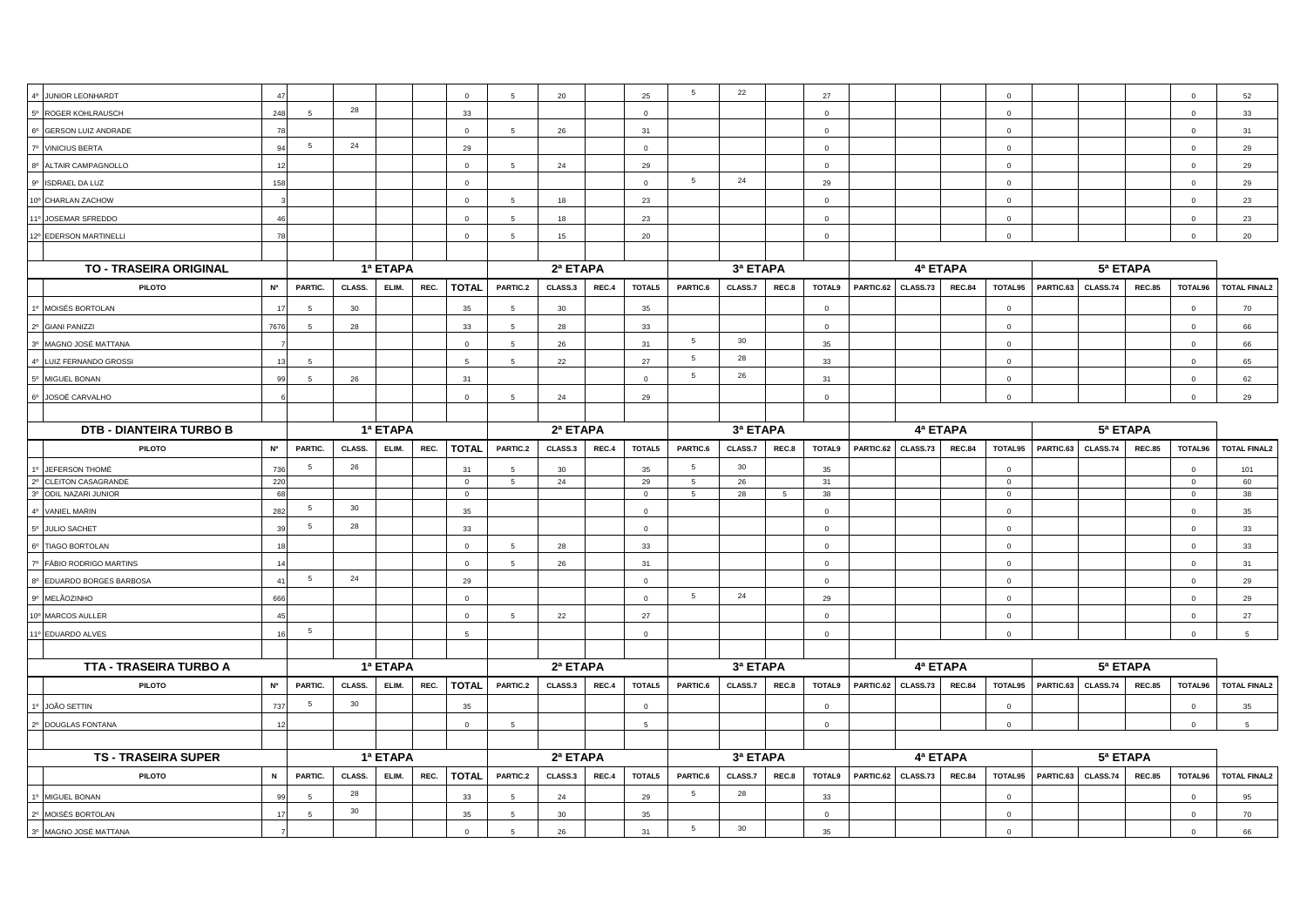| | | | | | | | | | | | | | | | | | | | | | | | | | |
|---|---|---|---|---|---|---|---|---|---|---|---|---|---|---|---|---|---|---|---|---|---|---|---|---|---|
| 4º | JUNIOR LEONHARDT | 47 | | | | | 0 | 5 | 20 | | 25 | 5 | 22 | | 27 | | | | 0 | | | | 0 | 52 |
| 5º | ROGER KOHLRAUSCH | 248 | 5 | 28 | | | 33 | | | | 0 | | | | 0 | | | | 0 | | | | 0 | 33 |
| 6º | GERSON LUIZ ANDRADE | 78 | | | | | 0 | 5 | 26 | | 31 | | | | 0 | | | | 0 | | | | 0 | 31 |
| 7º | VINICIUS BERTA | 94 | 5 | 24 | | | 29 | | | | 0 | | | | 0 | | | | 0 | | | | 0 | 29 |
| 8º | ALTAIR CAMPAGNOLLO | 12 | | | | | 0 | 5 | 24 | | 29 | | | | 0 | | | | 0 | | | | 0 | 29 |
| 9º | ISDRAEL DA LUZ | 158 | | | | | 0 | | | | 0 | 5 | 24 | | 29 | | | | 0 | | | | 0 | 29 |
| 10º | CHARLAN ZACHOW | 3 | | | | | 0 | 5 | 18 | | 23 | | | | 0 | | | | 0 | | | | 0 | 23 |
| 11º | JOSEMAR SFREDDO | 46 | | | | | 0 | 5 | 18 | | 23 | | | | 0 | | | | 0 | | | | 0 | 23 |
| 12º | EDERSON MARTINELLI | 78 | | | | | 0 | 5 | 15 | | 20 | | | | 0 | | | | 0 | | | | 0 | 20 |

| TO - TRASEIRA ORIGINAL | | | 1ª ETAPA | | | | | 2ª ETAPA | | | | 3ª ETAPA | | | | 4ª ETAPA | | | | 5ª ETAPA | | | | |
|---|---|---|---|---|---|---|---|---|---|---|---|---|---|---|---|---|---|---|---|---|---|---|---|---|
| | PILOTO | Nº | PARTIC. | CLASS. | ELIM. | REC. | TOTAL | PARTIC.2 | CLASS.3 | REC.4 | TOTAL5 | PARTIC.6 | CLASS.7 | REC.8 | TOTAL9 | PARTIC.62 | CLASS.73 | REC.84 | TOTAL95 | PARTIC.63 | CLASS.74 | REC.85 | TOTAL96 | TOTAL FINAL2 |
| 1º | MOISÉS BORTOLAN | 17 | 5 | 30 | | | 35 | 5 | 30 | | 35 | | | | 0 | | | | 0 | | | | 0 | 70 |
| 2º | GIANI PANIZZI | 7676 | 5 | 28 | | | 33 | 5 | 28 | | 33 | | | | 0 | | | | 0 | | | | 0 | 66 |
| 3º | MAGNO JOSÉ MATTANA | 7 | | | | | 0 | 5 | 26 | | 31 | 5 | 30 | | 35 | | | | 0 | | | | 0 | 66 |
| 4º | LUIZ FERNANDO GROSSI | 13 | 5 | | | | 5 | 5 | 22 | | 27 | 5 | 28 | | 33 | | | | 0 | | | | 0 | 65 |
| 5º | MIGUEL BONAN | 99 | 5 | 26 | | | 31 | | | | 0 | 5 | 26 | | 31 | | | | 0 | | | | 0 | 62 |
| 6º | JOSOÉ CARVALHO | 6 | | | | | 0 | 5 | 24 | | 29 | | | | 0 | | | | 0 | | | | 0 | 29 |

| DTB - DIANTEIRA TURBO B | | | 1ª ETAPA | | | | | 2ª ETAPA | | | | 3ª ETAPA | | | | 4ª ETAPA | | | | 5ª ETAPA | | | | |
|---|---|---|---|---|---|---|---|---|---|---|---|---|---|---|---|---|---|---|---|---|---|---|---|---|
| | PILOTO | Nº | PARTIC. | CLASS. | ELIM. | REC. | TOTAL | PARTIC.2 | CLASS.3 | REC.4 | TOTAL5 | PARTIC.6 | CLASS.7 | REC.8 | TOTAL9 | PARTIC.62 | CLASS.73 | REC.84 | TOTAL95 | PARTIC.63 | CLASS.74 | REC.85 | TOTAL96 | TOTAL FINAL2 |
| 1º | JEFERSON THOMÉ | 736 | 5 | 26 | | | 31 | 5 | 30 | | 35 | 5 | 30 | | 35 | | | | 0 | | | | 0 | 101 |
| 2º | CLEITON CASAGRANDE | 220 | | | | | 0 | 5 | 24 | | 29 | 5 | 26 | | 31 | | | | 0 | | | | 0 | 60 |
| 3º | ODIL NAZARI JUNIOR | 68 | | | | | 0 | | | | 0 | 5 | 28 | 5 | 38 | | | | 0 | | | | 0 | 38 |
| 4º | VANIEL MARIN | 282 | 5 | 30 | | | 35 | | | | 0 | | | | 0 | | | | 0 | | | | 0 | 35 |
| 5º | JULIO SACHET | 39 | 5 | 28 | | | 33 | | | | 0 | | | | 0 | | | | 0 | | | | 0 | 33 |
| 6º | TIAGO BORTOLAN | 18 | | | | | 0 | 5 | 28 | | 33 | | | | 0 | | | | 0 | | | | 0 | 33 |
| 7º | FÁBIO RODRIGO MARTINS | 14 | | | | | 0 | 5 | 26 | | 31 | | | | 0 | | | | 0 | | | | 0 | 31 |
| 8º | EDUARDO BORGES BARBOSA | 41 | 5 | 24 | | | 29 | | | | 0 | | | | 0 | | | | 0 | | | | 0 | 29 |
| 9º | MELÃOZINHO | 666 | | | | | 0 | | | | 0 | 5 | 24 | | 29 | | | | 0 | | | | 0 | 29 |
| 10º | MARCOS AULLER | 45 | | | | | 0 | 5 | 22 | | 27 | | | | 0 | | | | 0 | | | | 0 | 27 |
| 11º | EDUARDO ALVES | 16 | 5 | | | | 5 | | | | 0 | | | | 0 | | | | 0 | | | | 0 | 5 |

| TTA - TRASEIRA TURBO A | | | 1ª ETAPA | | | | | 2ª ETAPA | | | | 3ª ETAPA | | | | 4ª ETAPA | | | | 5ª ETAPA | | | | |
|---|---|---|---|---|---|---|---|---|---|---|---|---|---|---|---|---|---|---|---|---|---|---|---|---|
| | PILOTO | Nº | PARTIC. | CLASS. | ELIM. | REC. | TOTAL | PARTIC.2 | CLASS.3 | REC.4 | TOTAL5 | PARTIC.6 | CLASS.7 | REC.8 | TOTAL9 | PARTIC.62 | CLASS.73 | REC.84 | TOTAL95 | PARTIC.63 | CLASS.74 | REC.85 | TOTAL96 | TOTAL FINAL2 |
| 1º | JOÃO SETTIN | 737 | 5 | 30 | | | 35 | | | | 0 | | | | 0 | | | | 0 | | | | 0 | 35 |
| 2º | DOUGLAS FONTANA | 12 | | | | | 0 | 5 | | | 5 | | | | 0 | | | | 0 | | | | 0 | 5 |

| TS - TRASEIRA SUPER | | | 1ª ETAPA | | | | | 2ª ETAPA | | | | 3ª ETAPA | | | | 4ª ETAPA | | | | 5ª ETAPA | | | | |
|---|---|---|---|---|---|---|---|---|---|---|---|---|---|---|---|---|---|---|---|---|---|---|---|---|
| | PILOTO | N | PARTIC. | CLASS. | ELIM. | REC. | TOTAL | PARTIC.2 | CLASS.3 | REC.4 | TOTAL5 | PARTIC.6 | CLASS.7 | REC.8 | TOTAL9 | PARTIC.62 | CLASS.73 | REC.84 | TOTAL95 | PARTIC.63 | CLASS.74 | REC.85 | TOTAL96 | TOTAL FINAL2 |
| 1º | MIGUEL BONAN | 99 | 5 | 28 | | | 33 | 5 | 24 | | 29 | 5 | 28 | | 33 | | | | 0 | | | | 0 | 95 |
| 2º | MOISÉS BORTOLAN | 17 | 5 | 30 | | | 35 | 5 | 30 | | 35 | | | | 0 | | | | 0 | | | | 0 | 70 |
| 3º | MAGNO JOSÉ MATTANA | 7 | | | | | 0 | 5 | 26 | | 31 | 5 | 30 | | 35 | | | | 0 | | | | 0 | 66 |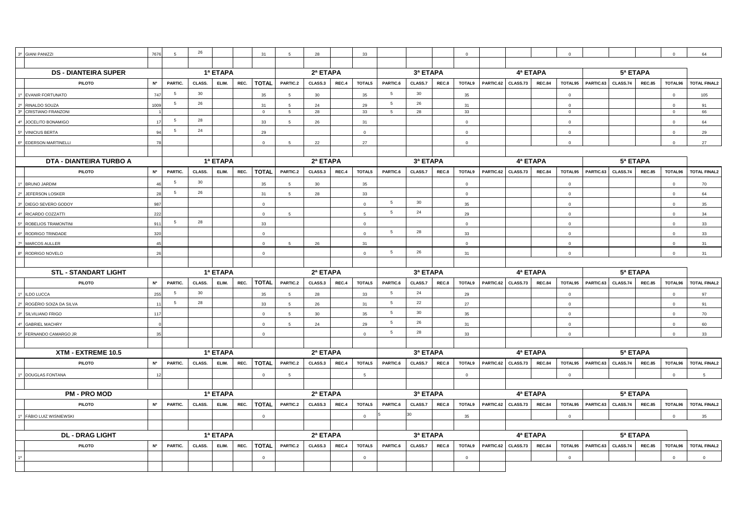| | | | | | | | | | | | | | | | | | | | | | | | | |
|---|---|---|---|---|---|---|---|---|---|---|---|---|---|---|---|---|---|---|---|---|---|---|---|---|
| 3º | GIANI PANIZZI | 7676 | 5 | 26 | | | 31 | 5 | 28 | | 33 | | | | 0 | | | | 0 | | | | 0 | 64 |

| DS - DIANTEIRA SUPER | | | 1ª ETAPA | | | | | 2ª ETAPA | | | | 3ª ETAPA | | | | 4ª ETAPA | | | | 5ª ETAPA | | | | |
|---|---|---|---|---|---|---|---|---|---|---|---|---|---|---|---|---|---|---|---|---|---|---|---|---|
| | PILOTO | Nº | PARTIC. | CLASS. | ELIM. | REC. | TOTAL | PARTIC.2 | CLASS.3 | REC.4 | TOTAL5 | PARTIC.6 | CLASS.7 | REC.8 | TOTAL9 | PARTIC.62 | CLASS.73 | REC.84 | TOTAL95 | PARTIC.63 | CLASS.74 | REC.85 | TOTAL96 | TOTAL FINAL2 |
| 1º | EVANIR FORTUNATO | 747 | 5 | 30 | | | 35 | 5 | 30 | | 35 | 5 | 30 | | 35 | | | | 0 | | | | 0 | 105 |
| 2º | RINALDO SOUZA | 1009 | 5 | 26 | | | 31 | 5 | 24 | | 29 | 5 | 26 | | 31 | | | | 0 | | | | 0 | 91 |
| 3º | CRISTIANO FRANZONI | 1 | | | | | 0 | 5 | 28 | | 33 | 5 | 28 | | 33 | | | | 0 | | | | 0 | 66 |
| 4º | JOCELITO BONAMIGO | 17 | 5 | 28 | | | 33 | 5 | 26 | | 31 | | | | 0 | | | | 0 | | | | 0 | 64 |
| 5º | VINICIUS BERTA | 94 | 5 | 24 | | | 29 | | | | 0 | | | | 0 | | | | 0 | | | | 0 | 29 |
| 6º | EDERSON MARTINELLI | 78 | | | | | 0 | 5 | 22 | | 27 | | | | 0 | | | | 0 | | | | 0 | 27 |

| DTA - DIANTEIRA TURBO A | | | 1ª ETAPA | | | | | 2ª ETAPA | | | | 3ª ETAPA | | | | 4ª ETAPA | | | | 5ª ETAPA | | | | |
|---|---|---|---|---|---|---|---|---|---|---|---|---|---|---|---|---|---|---|---|---|---|---|---|---|
| | PILOTO | Nº | PARTIC. | CLASS. | ELIM. | REC. | TOTAL | PARTIC.2 | CLASS.3 | REC.4 | TOTAL5 | PARTIC.6 | CLASS.7 | REC.8 | TOTAL9 | PARTIC.62 | CLASS.73 | REC.84 | TOTAL95 | PARTIC.63 | CLASS.74 | REC.85 | TOTAL96 | TOTAL FINAL2 |
| 1º | BRUNO JARDIM | 46 | 5 | 30 | | | 35 | 5 | 30 | | 35 | | | | 0 | | | | 0 | | | | 0 | 70 |
| 2º | JEFERSON LOSKER | 28 | 5 | 26 | | | 31 | 5 | 28 | | 33 | | | | 0 | | | | 0 | | | | 0 | 64 |
| 3º | DIEGO SEVERO GODOY | 987 | | | | | 0 | | | | 0 | 5 | 30 | | 35 | | | | 0 | | | | 0 | 35 |
| 4º | RICARDO COZZATTI | 222 | | | | | 0 | 5 | | | 5 | 5 | 24 | | 29 | | | | 0 | | | | 0 | 34 |
| 5º | ROBELIOS TRAMONTINI | 911 | 5 | 28 | | | 33 | | | | 0 | | | | 0 | | | | 0 | | | | 0 | 33 |
| 6º | RODRIGO TRINDADE | 320 | | | | | 0 | | | | 0 | 5 | 28 | | 33 | | | | 0 | | | | 0 | 33 |
| 7º | MARCOS AULLER | 45 | | | | | 0 | 5 | 26 | | 31 | | | | 0 | | | | 0 | | | | 0 | 31 |
| 8º | RODRIGO NOVELO | 26 | | | | | 0 | | | | 0 | 5 | 26 | | 31 | | | | 0 | | | | 0 | 31 |

| STL - STANDART LIGHT | | | 1ª ETAPA | | | | | 2ª ETAPA | | | | 3ª ETAPA | | | | 4ª ETAPA | | | | 5ª ETAPA | | | | |
|---|---|---|---|---|---|---|---|---|---|---|---|---|---|---|---|---|---|---|---|---|---|---|---|---|
| | PILOTO | Nº | PARTIC. | CLASS. | ELIM. | REC. | TOTAL | PARTIC.2 | CLASS.3 | REC.4 | TOTAL5 | PARTIC.6 | CLASS.7 | REC.8 | TOTAL9 | PARTIC.62 | CLASS.73 | REC.84 | TOTAL95 | PARTIC.63 | CLASS.74 | REC.85 | TOTAL96 | TOTAL FINAL2 |
| 1º | ILDO LUCCA | 255 | 5 | 30 | | | 35 | 5 | 28 | | 33 | 5 | 24 | | 29 | | | | 0 | | | | 0 | 97 |
| 2º | ROGÉRIO SOIZA DA SILVA | 11 | 5 | 28 | | | 33 | 5 | 26 | | 31 | 5 | 22 | | 27 | | | | 0 | | | | 0 | 91 |
| 3º | SILVILIANO FRIGO | 117 | | | | | 0 | 5 | 30 | | 35 | 5 | 30 | | 35 | | | | 0 | | | | 0 | 70 |
| 4º | GABRIEL MACHRY | 0 | | | | | 0 | 5 | 24 | | 29 | 5 | 26 | | 31 | | | | 0 | | | | 0 | 60 |
| 5º | FERNANDO CAMARGO JR | 35 | | | | | 0 | | | | 0 | 5 | 28 | | 33 | | | | 0 | | | | 0 | 33 |

| XTM - EXTREME 10.5 | | | 1ª ETAPA | | | | | 2ª ETAPA | | | | 3ª ETAPA | | | | 4ª ETAPA | | | | 5ª ETAPA | | | | |
|---|---|---|---|---|---|---|---|---|---|---|---|---|---|---|---|---|---|---|---|---|---|---|---|---|
| | PILOTO | Nº | PARTIC. | CLASS. | ELIM. | REC. | TOTAL | PARTIC.2 | CLASS.3 | REC.4 | TOTAL5 | PARTIC.6 | CLASS.7 | REC.8 | TOTAL9 | PARTIC.62 | CLASS.73 | REC.84 | TOTAL95 | PARTIC.63 | CLASS.74 | REC.85 | TOTAL96 | TOTAL FINAL2 |
| 1º | DOUGLAS FONTANA | 12 | | | | | 0 | 5 | | | 5 | | | | 0 | | | | 0 | | | | 0 | 5 |

| PM - PRO MOD | | | 1ª ETAPA | | | | | 2ª ETAPA | | | | 3ª ETAPA | | | | 4ª ETAPA | | | | 5ª ETAPA | | | | |
|---|---|---|---|---|---|---|---|---|---|---|---|---|---|---|---|---|---|---|---|---|---|---|---|---|
| | PILOTO | Nº | PARTIC. | CLASS. | ELIM. | REC. | TOTAL | PARTIC.2 | CLASS.3 | REC.4 | TOTAL5 | PARTIC.6 | CLASS.7 | REC.8 | TOTAL9 | PARTIC.62 | CLASS.73 | REC.84 | TOTAL95 | PARTIC.63 | CLASS.74 | REC.85 | TOTAL96 | TOTAL FINAL2 |
| 1º | FÁBIO LUIZ WISNIEWSKI | | | | | | 0 | | | | 0 | 5 | 30 | | 35 | | | | 0 | | | | 0 | 35 |

| DL - DRAG LIGHT | | | 1ª ETAPA | | | | | 2ª ETAPA | | | | 3ª ETAPA | | | | 4ª ETAPA | | | | 5ª ETAPA | | | | |
|---|---|---|---|---|---|---|---|---|---|---|---|---|---|---|---|---|---|---|---|---|---|---|---|---|
| | PILOTO | Nº | PARTIC. | CLASS. | ELIM. | REC. | TOTAL | PARTIC.2 | CLASS.3 | REC.4 | TOTAL5 | PARTIC.6 | CLASS.7 | REC.8 | TOTAL9 | PARTIC.62 | CLASS.73 | REC.84 | TOTAL95 | PARTIC.63 | CLASS.74 | REC.85 | TOTAL96 | TOTAL FINAL2 |
| 1º | | | | | | | 0 | | | | 0 | | | | 0 | | | | 0 | | | | 0 | 0 |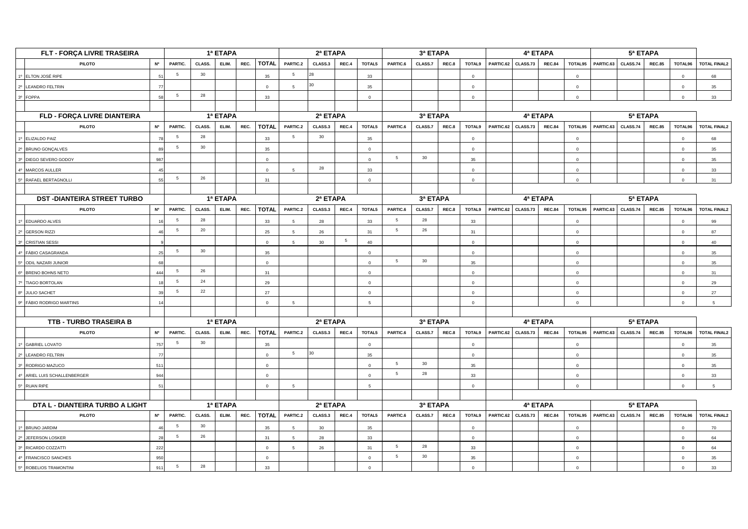| FLT - FORÇA LIVRE TRASEIRA | | | 1ª ETAPA | | | | | 2ª ETAPA | | | | 3ª ETAPA | | | | 4ª ETAPA | | | | 5ª ETAPA | | | | |
|---|---|---|---|---|---|---|---|---|---|---|---|---|---|---|---|---|---|---|---|---|---|---|---|---|
| | PILOTO | Nº | PARTIC. | CLASS. | ELIM. | REC. | TOTAL | PARTIC.2 | CLASS.3 | REC.4 | TOTAL5 | PARTIC.6 | CLASS.7 | REC.8 | TOTAL9 | PARTIC.62 | CLASS.73 | REC.84 | TOTAL95 | PARTIC.63 | CLASS.74 | REC.85 | TOTAL96 | TOTAL FINAL2 |
| 1º | ELTON JOSÉ RIPE | 51 | 5 | 30 | | | 35 | 5 | 28 | | 33 | | | | 0 | | | | 0 | | | | 0 | 68 |
| 2º | LEANDRO FELTRIN | 77 | | | | | 0 | 5 | 30 | | 35 | | | | 0 | | | | 0 | | | | 0 | 35 |
| 3º | FOPPA | 58 | 5 | 28 | | | 33 | | | | 0 | | | | 0 | | | | 0 | | | | 0 | 33 |

| FLD - FORÇA LIVRE DIANTEIRA | | | 1ª ETAPA | | | | | 2ª ETAPA | | | | 3ª ETAPA | | | | 4ª ETAPA | | | | 5ª ETAPA | | | | |
|---|---|---|---|---|---|---|---|---|---|---|---|---|---|---|---|---|---|---|---|---|---|---|---|---|
| | PILOTO | Nº | PARTIC. | CLASS. | ELIM. | REC. | TOTAL | PARTIC.2 | CLASS.3 | REC.4 | TOTAL5 | PARTIC.6 | CLASS.7 | REC.8 | TOTAL9 | PARTIC.62 | CLASS.73 | REC.84 | TOTAL95 | PARTIC.63 | CLASS.74 | REC.85 | TOTAL96 | TOTAL FINAL2 |
| 1º | ELIZALDO PAIZ | 78 | 5 | 28 | | | 33 | 5 | 30 | | 35 | | | | 0 | | | | 0 | | | | 0 | 68 |
| 2º | BRUNO GONÇALVES | 89 | 5 | 30 | | | 35 | | | | 0 | | | | 0 | | | | 0 | | | | 0 | 35 |
| 3º | DIEGO SEVERO GODOY | 987 | | | | | 0 | | | | 0 | 5 | 30 | | 35 | | | | 0 | | | | 0 | 35 |
| 4º | MARCOS AULLER | 45 | | | | | 0 | 5 | 28 | | 33 | | | | 0 | | | | 0 | | | | 0 | 33 |
| 5º | RAFAEL BERTAGNOLLI | 55 | 5 | 26 | | | 31 | | | | 0 | | | | 0 | | | | 0 | | | | 0 | 31 |

| DST -DIANTEIRA STREET TURBO | | | 1ª ETAPA | | | | | 2ª ETAPA | | | | 3ª ETAPA | | | | 4ª ETAPA | | | | 5ª ETAPA | | | | |
|---|---|---|---|---|---|---|---|---|---|---|---|---|---|---|---|---|---|---|---|---|---|---|---|---|
| | PILOTO | Nº | PARTIC. | CLASS. | ELIM. | REC. | TOTAL | PARTIC.2 | CLASS.3 | REC.4 | TOTAL5 | PARTIC.6 | CLASS.7 | REC.8 | TOTAL9 | PARTIC.62 | CLASS.73 | REC.84 | TOTAL95 | PARTIC.63 | CLASS.74 | REC.85 | TOTAL96 | TOTAL FINAL2 |
| 1º | EDUARDO ALVES | 16 | 5 | 28 | | | 33 | 5 | 28 | | 33 | 5 | 28 | | 33 | | | | 0 | | | | 0 | 99 |
| 2º | GERSON RIZZI | 46 | 5 | 20 | | | 25 | 5 | 26 | | 31 | 5 | 26 | | 31 | | | | 0 | | | | 0 | 87 |
| 3º | CRISTIAN SESSI | 9 | | | | | 0 | 5 | 30 | 5 | 40 | | | | 0 | | | | 0 | | | | 0 | 40 |
| 4º | FÁBIO CASAGRANDA | 25 | 5 | 30 | | | 35 | | | | 0 | | | | 0 | | | | 0 | | | | 0 | 35 |
| 5º | ODIL NAZARI JUNIOR | 68 | | | | | 0 | | | | 0 | 5 | 30 | | 35 | | | | 0 | | | | 0 | 35 |
| 6º | BRENO BOHNS NETO | 444 | 5 | 26 | | | 31 | | | | 0 | | | | 0 | | | | 0 | | | | 0 | 31 |
| 7º | TIAGO BORTOLAN | 18 | 5 | 24 | | | 29 | | | | 0 | | | | 0 | | | | 0 | | | | 0 | 29 |
| 8º | JULIO SACHET | 39 | 5 | 22 | | | 27 | | | | 0 | | | | 0 | | | | 0 | | | | 0 | 27 |
| 9º | FÁBIO RODRIGO MARTINS | 14 | | | | | 0 | 5 | | | 5 | | | | 0 | | | | 0 | | | | 0 | 5 |

| TTB - TURBO TRASEIRA B | | | 1ª ETAPA | | | | | 2ª ETAPA | | | | 3ª ETAPA | | | | 4ª ETAPA | | | | 5ª ETAPA | | | | |
|---|---|---|---|---|---|---|---|---|---|---|---|---|---|---|---|---|---|---|---|---|---|---|---|---|
| | PILOTO | Nº | PARTIC. | CLASS. | ELIM. | REC. | TOTAL | PARTIC.2 | CLASS.3 | REC.4 | TOTAL5 | PARTIC.6 | CLASS.7 | REC.8 | TOTAL9 | PARTIC.62 | CLASS.73 | REC.84 | TOTAL95 | PARTIC.63 | CLASS.74 | REC.85 | TOTAL96 | TOTAL FINAL2 |
| 1º | GABRIEL LOVATO | 757 | 5 | 30 | | | 35 | | | | 0 | | | | 0 | | | | 0 | | | | 0 | 35 |
| 2º | LEANDRO FELTRIN | 77 | | | | | 0 | 5 | 30 | | 35 | | | | 0 | | | | 0 | | | | 0 | 35 |
| 3º | RODRIGO MAZUCO | 511 | | | | | 0 | | | | 0 | 5 | 30 | | 35 | | | | 0 | | | | 0 | 35 |
| 4º | ARIEL LUIS SCHALLENBERGER | 944 | | | | | 0 | | | | 0 | 5 | 28 | | 33 | | | | 0 | | | | 0 | 33 |
| 5º | RUAN RIPE | 51 | | | | | 0 | 5 | | | 5 | | | | 0 | | | | 0 | | | | 0 | 5 |

| DTA L - DIANTEIRA TURBO A LIGHT | | | 1ª ETAPA | | | | | 2ª ETAPA | | | | 3ª ETAPA | | | | 4ª ETAPA | | | | 5ª ETAPA | | | | |
|---|---|---|---|---|---|---|---|---|---|---|---|---|---|---|---|---|---|---|---|---|---|---|---|---|
| | PILOTO | Nº | PARTIC. | CLASS. | ELIM. | REC. | TOTAL | PARTIC.2 | CLASS.3 | REC.4 | TOTAL5 | PARTIC.6 | CLASS.7 | REC.8 | TOTAL9 | PARTIC.62 | CLASS.73 | REC.84 | TOTAL95 | PARTIC.63 | CLASS.74 | REC.85 | TOTAL96 | TOTAL FINAL2 |
| 1º | BRUNO JARDIM | 46 | 5 | 30 | | | 35 | 5 | 30 | | 35 | | | | 0 | | | | 0 | | | | 0 | 70 |
| 2º | JEFERSON LOSKER | 28 | 5 | 26 | | | 31 | 5 | 28 | | 33 | | | | 0 | | | | 0 | | | | 0 | 64 |
| 3º | RICARDO COZZATTI | 222 | | | | | 0 | 5 | 26 | | 31 | 5 | 28 | | 33 | | | | 0 | | | | 0 | 64 |
| 4º | FRANCISCO SANCHES | 950 | | | | | 0 | | | | 0 | 5 | 30 | | 35 | | | | 0 | | | | 0 | 35 |
| 5º | ROBELIOS TRAMONTINI | 911 | 5 | 28 | | | 33 | | | | 0 | | | | 0 | | | | 0 | | | | 0 | 33 |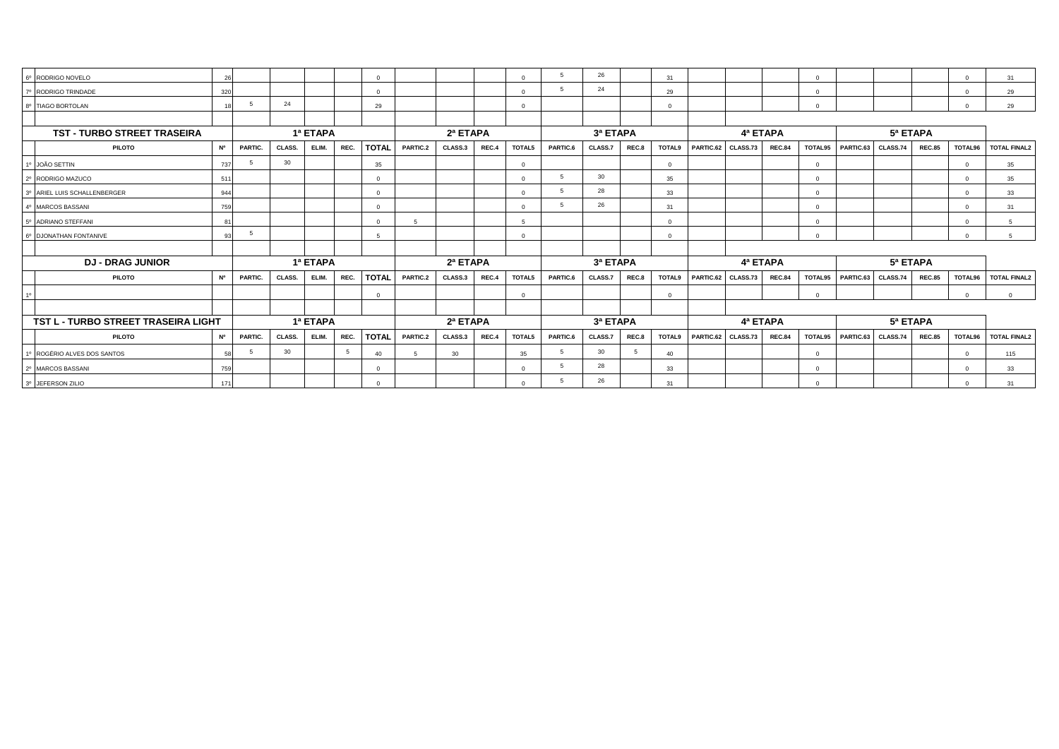| | | | | | | | | | | | | | | | | | | | | | | | | |
|---|---|---|---|---|---|---|---|---|---|---|---|---|---|---|---|---|---|---|---|---|---|---|---|---|
| 6º | RODRIGO NOVELO | 26 | | | | | 0 | | | | 0 | 5 | 26 | | 31 | | | | 0 | | | | 0 | 31 |
| 7º | RODRIGO TRINDADE | 320 | | | | | 0 | | | | 0 | 5 | 24 | | 29 | | | | 0 | | | | 0 | 29 |
| 8º | TIAGO BORTOLAN | 18 | 5 | 24 | | | 29 | | | | 0 | | | | 0 | | | | 0 | | | | 0 | 29 |

| | TST - TURBO STREET TRASEIRA | | 1ª ETAPA | | | | | 2ª ETAPA | | | | 3ª ETAPA | | | | 4ª ETAPA | | | | 5ª ETAPA | | | | |
|---|---|---|---|---|---|---|---|---|---|---|---|---|---|---|---|---|---|---|---|---|---|---|---|---|
| | PILOTO | Nº | PARTIC. | CLASS. | ELIM. | REC. | TOTAL | PARTIC.2 | CLASS.3 | REC.4 | TOTAL5 | PARTIC.6 | CLASS.7 | REC.8 | TOTAL9 | PARTIC.62 | CLASS.73 | REC.84 | TOTAL95 | PARTIC.63 | CLASS.74 | REC.85 | TOTAL96 | TOTAL FINAL2 |
| 1º | JOÃO SETTIN | 737 | 5 | 30 | | | 35 | | | | 0 | | | | 0 | | | | 0 | | | | 0 | 35 |
| 2º | RODRIGO MAZUCO | 511 | | | | | 0 | | | | 0 | 5 | 30 | | 35 | | | | 0 | | | | 0 | 35 |
| 3º | ARIEL LUIS SCHALLENBERGER | 944 | | | | | 0 | | | | 0 | 5 | 28 | | 33 | | | | 0 | | | | 0 | 33 |
| 4º | MARCOS BASSANI | 759 | | | | | 0 | | | | 0 | 5 | 26 | | 31 | | | | 0 | | | | 0 | 31 |
| 5º | ADRIANO STEFFANI | 81 | | | | | 0 | 5 | | | 5 | | | | 0 | | | | 0 | | | | 0 | 5 |
| 6º | DJONATHAN FONTANIVE | 93 | 5 | | | | 5 | | | | 0 | | | | 0 | | | | 0 | | | | 0 | 5 |

| | DJ - DRAG JUNIOR | | 1ª ETAPA | | | | | 2ª ETAPA | | | | 3ª ETAPA | | | | 4ª ETAPA | | | | 5ª ETAPA | | | | |
|---|---|---|---|---|---|---|---|---|---|---|---|---|---|---|---|---|---|---|---|---|---|---|---|---|
| | PILOTO | Nº | PARTIC. | CLASS. | ELIM. | REC. | TOTAL | PARTIC.2 | CLASS.3 | REC.4 | TOTAL5 | PARTIC.6 | CLASS.7 | REC.8 | TOTAL9 | PARTIC.62 | CLASS.73 | REC.84 | TOTAL95 | PARTIC.63 | CLASS.74 | REC.85 | TOTAL96 | TOTAL FINAL2 |
| 1º | | | | | | | 0 | | | | 0 | | | | 0 | | | | 0 | | | | 0 | 0 |

| | TST L - TURBO STREET TRASEIRA LIGHT | | 1ª ETAPA | | | | | 2ª ETAPA | | | | 3ª ETAPA | | | | 4ª ETAPA | | | | 5ª ETAPA | | | | |
|---|---|---|---|---|---|---|---|---|---|---|---|---|---|---|---|---|---|---|---|---|---|---|---|---|
| | PILOTO | Nº | PARTIC. | CLASS. | ELIM. | REC. | TOTAL | PARTIC.2 | CLASS.3 | REC.4 | TOTAL5 | PARTIC.6 | CLASS.7 | REC.8 | TOTAL9 | PARTIC.62 | CLASS.73 | REC.84 | TOTAL95 | PARTIC.63 | CLASS.74 | REC.85 | TOTAL96 | TOTAL FINAL2 |
| 1º | ROGÉRIO ALVES DOS SANTOS | 58 | 5 | 30 | | 5 | 40 | 5 | 30 | | 35 | 5 | 30 | 5 | 40 | | | | 0 | | | | 0 | 115 |
| 2º | MARCOS BASSANI | 759 | | | | | 0 | | | | 0 | 5 | 28 | | 33 | | | | 0 | | | | 0 | 33 |
| 3º | JEFERSON ZILIO | 171 | | | | | 0 | | | | 0 | 5 | 26 | | 31 | | | | 0 | | | | 0 | 31 |